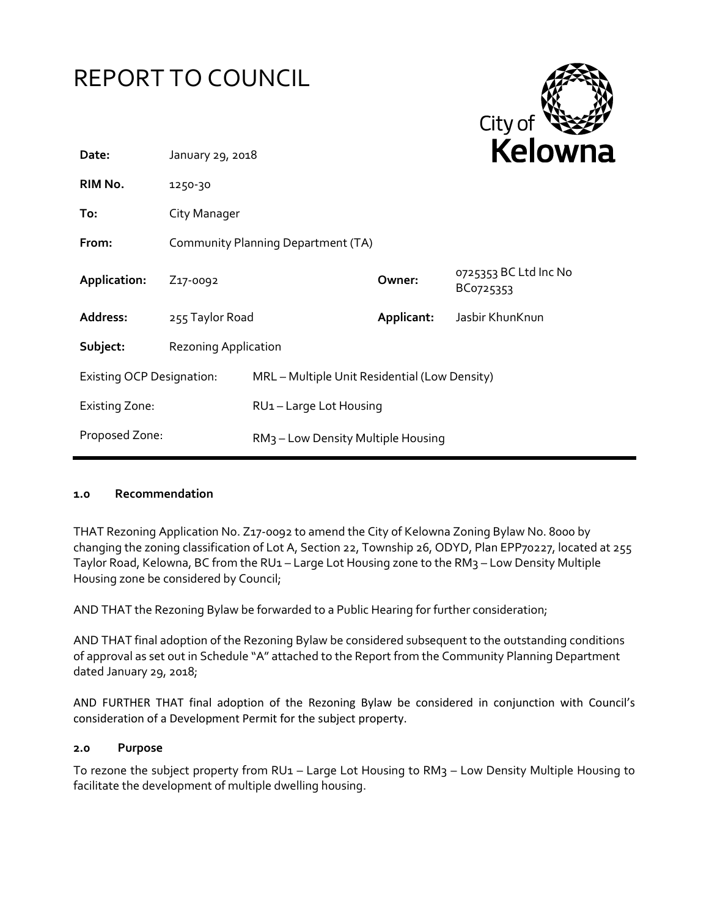# REPORT TO COUNCIL

City of Kelowna

| | | | |
|---|---|---|---|
| **Date:** | January 29, 2018 | | |
| **RIM No.** | 1250-30 | | |
| **To:** | City Manager | | |
| **From:** | Community Planning Department (TA) | | |
| **Application:** | Z17-0092 | **Owner:** | 0725353 BC Ltd Inc No BC0725353 |
| **Address:** | 255 Taylor Road | **Applicant:** | Jasbir KhunKnun |
| **Subject:** | Rezoning Application | | |
| Existing OCP Designation: | MRL – Multiple Unit Residential (Low Density) | | |
| Existing Zone: | RU1 – Large Lot Housing | | |
| Proposed Zone: | RM3 – Low Density Multiple Housing | | |

## 1.0 Recommendation

THAT Rezoning Application No. Z17-0092 to amend the City of Kelowna Zoning Bylaw No. 8000 by changing the zoning classification of Lot A, Section 22, Township 26, ODYD, Plan EPP70227, located at 255 Taylor Road, Kelowna, BC from the RU1 – Large Lot Housing zone to the RM3 – Low Density Multiple Housing zone be considered by Council;

AND THAT the Rezoning Bylaw be forwarded to a Public Hearing for further consideration;

AND THAT final adoption of the Rezoning Bylaw be considered subsequent to the outstanding conditions of approval as set out in Schedule "A" attached to the Report from the Community Planning Department dated January 29, 2018;

AND FURTHER THAT final adoption of the Rezoning Bylaw be considered in conjunction with Council's consideration of a Development Permit for the subject property.

## 2.0 Purpose

To rezone the subject property from RU1 – Large Lot Housing to RM3 – Low Density Multiple Housing to facilitate the development of multiple dwelling housing.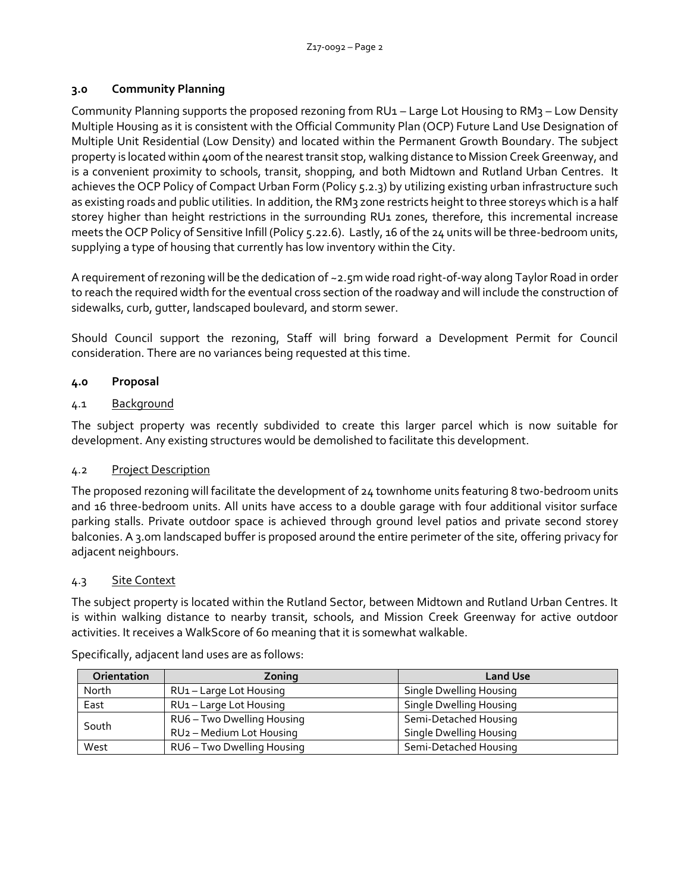## 3.0 Community Planning

Community Planning supports the proposed rezoning from RU1 – Large Lot Housing to RM3 – Low Density Multiple Housing as it is consistent with the Official Community Plan (OCP) Future Land Use Designation of Multiple Unit Residential (Low Density) and located within the Permanent Growth Boundary. The subject property is located within 400m of the nearest transit stop, walking distance to Mission Creek Greenway, and is a convenient proximity to schools, transit, shopping, and both Midtown and Rutland Urban Centres. It achieves the OCP Policy of Compact Urban Form (Policy 5.2.3) by utilizing existing urban infrastructure such as existing roads and public utilities. In addition, the RM3 zone restricts height to three storeys which is a half storey higher than height restrictions in the surrounding RU1 zones, therefore, this incremental increase meets the OCP Policy of Sensitive Infill (Policy 5.22.6). Lastly, 16 of the 24 units will be three-bedroom units, supplying a type of housing that currently has low inventory within the City.

A requirement of rezoning will be the dedication of ~2.5m wide road right-of-way along Taylor Road in order to reach the required width for the eventual cross section of the roadway and will include the construction of sidewalks, curb, gutter, landscaped boulevard, and storm sewer.

Should Council support the rezoning, Staff will bring forward a Development Permit for Council consideration. There are no variances being requested at this time.

## 4.0 Proposal

### 4.1 Background

The subject property was recently subdivided to create this larger parcel which is now suitable for development. Any existing structures would be demolished to facilitate this development.

### 4.2 Project Description

The proposed rezoning will facilitate the development of 24 townhome units featuring 8 two-bedroom units and 16 three-bedroom units. All units have access to a double garage with four additional visitor surface parking stalls. Private outdoor space is achieved through ground level patios and private second storey balconies. A 3.0m landscaped buffer is proposed around the entire perimeter of the site, offering privacy for adjacent neighbours.

### 4.3 Site Context

The subject property is located within the Rutland Sector, between Midtown and Rutland Urban Centres. It is within walking distance to nearby transit, schools, and Mission Creek Greenway for active outdoor activities. It receives a WalkScore of 60 meaning that it is somewhat walkable.

Specifically, adjacent land uses are as follows:

| Orientation | Zoning | Land Use |
|---|---|---|
| North | RU1 – Large Lot Housing | Single Dwelling Housing |
| East | RU1 – Large Lot Housing | Single Dwelling Housing |
| South | RU6 – Two Dwelling Housing<br>RU2 – Medium Lot Housing | Semi-Detached Housing<br>Single Dwelling Housing |
| West | RU6 – Two Dwelling Housing | Semi-Detached Housing |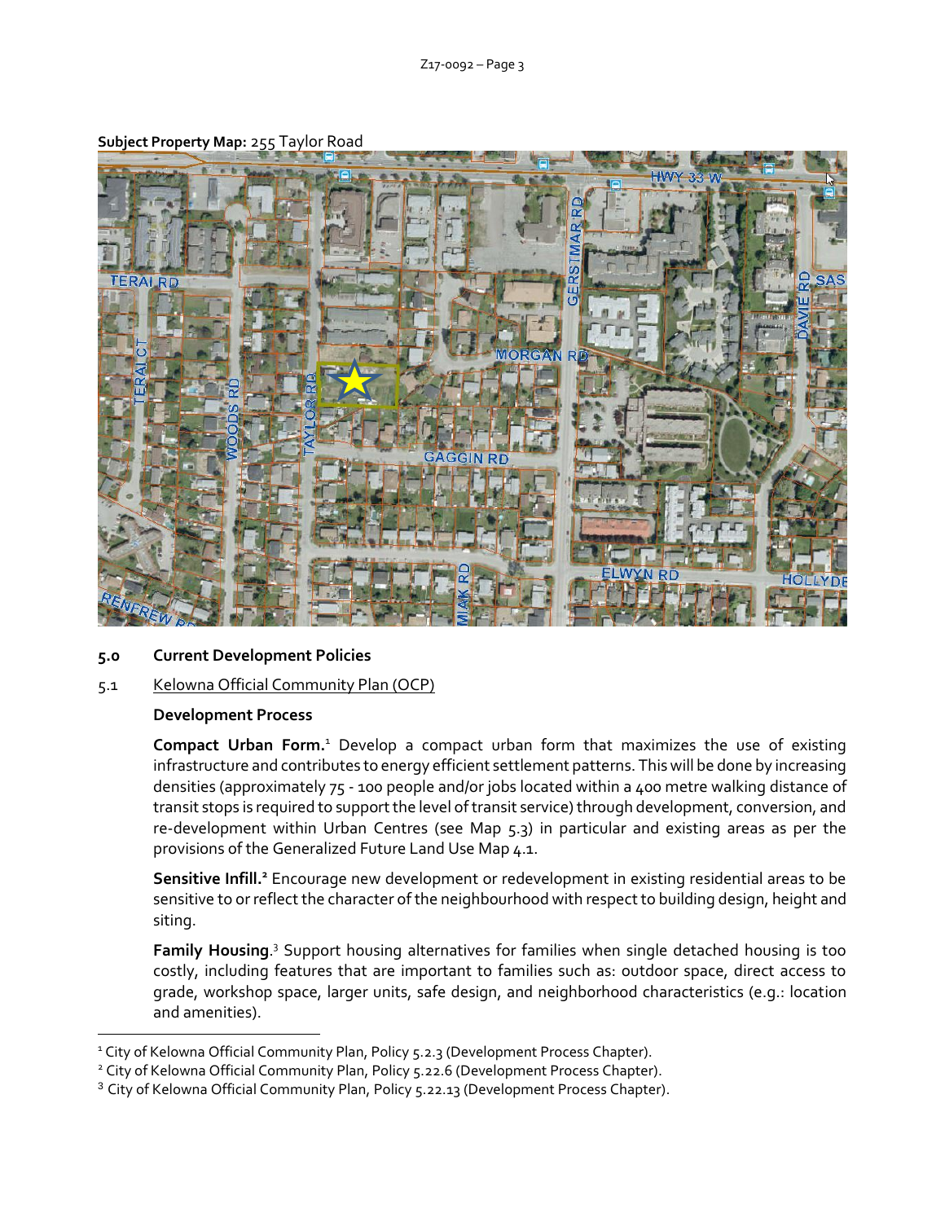**Subject Property Map:** 255 Taylor Road

## 5.0 Current Development Policies

### 5.1 Kelowna Official Community Plan (OCP)

**Development Process**

**Compact Urban Form.**[1] Develop a compact urban form that maximizes the use of existing infrastructure and contributes to energy efficient settlement patterns. This will be done by increasing densities (approximately 75 - 100 people and/or jobs located within a 400 metre walking distance of transit stops is required to support the level of transit service) through development, conversion, and re-development within Urban Centres (see Map 5.3) in particular and existing areas as per the provisions of the Generalized Future Land Use Map 4.1.

**Sensitive Infill.**[2] Encourage new development or redevelopment in existing residential areas to be sensitive to or reflect the character of the neighbourhood with respect to building design, height and siting.

**Family Housing.**[3] Support housing alternatives for families when single detached housing is too costly, including features that are important to families such as: outdoor space, direct access to grade, workshop space, larger units, safe design, and neighborhood characteristics (e.g.: location and amenities).

---

[1] City of Kelowna Official Community Plan, Policy 5.2.3 (Development Process Chapter).

[2] City of Kelowna Official Community Plan, Policy 5.22.6 (Development Process Chapter).

[3] City of Kelowna Official Community Plan, Policy 5.22.13 (Development Process Chapter).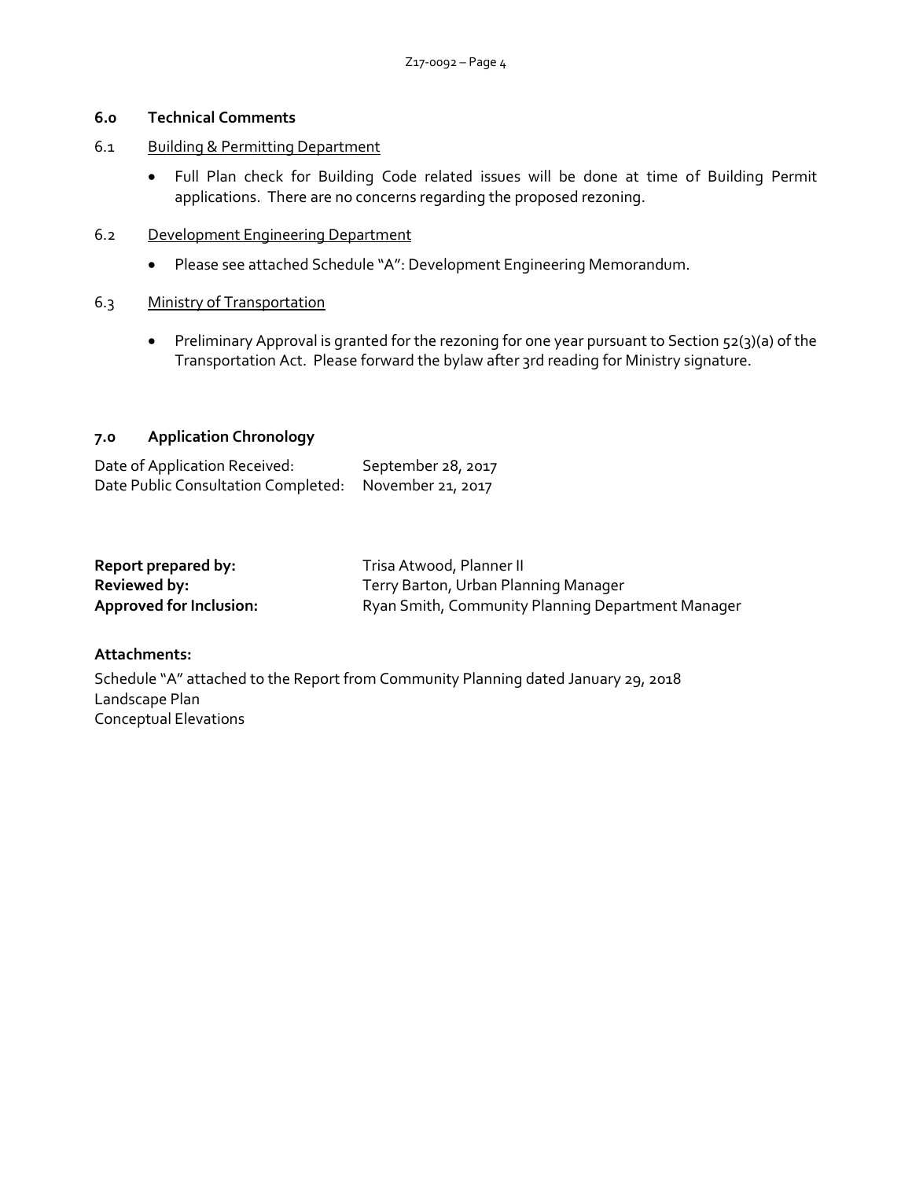## 6.0 Technical Comments

### 6.1 Building & Permitting Department

- Full Plan check for Building Code related issues will be done at time of Building Permit applications. There are no concerns regarding the proposed rezoning.

### 6.2 Development Engineering Department

- Please see attached Schedule "A": Development Engineering Memorandum.

### 6.3 Ministry of Transportation

- Preliminary Approval is granted for the rezoning for one year pursuant to Section 52(3)(a) of the Transportation Act. Please forward the bylaw after 3rd reading for Ministry signature.

## 7.0 Application Chronology

Date of Application Received: September 28, 2017
Date Public Consultation Completed: November 21, 2017

**Report prepared by:** Trisa Atwood, Planner II
**Reviewed by:** Terry Barton, Urban Planning Manager
**Approved for Inclusion:** Ryan Smith, Community Planning Department Manager

**Attachments:**

Schedule "A" attached to the Report from Community Planning dated January 29, 2018
Landscape Plan
Conceptual Elevations